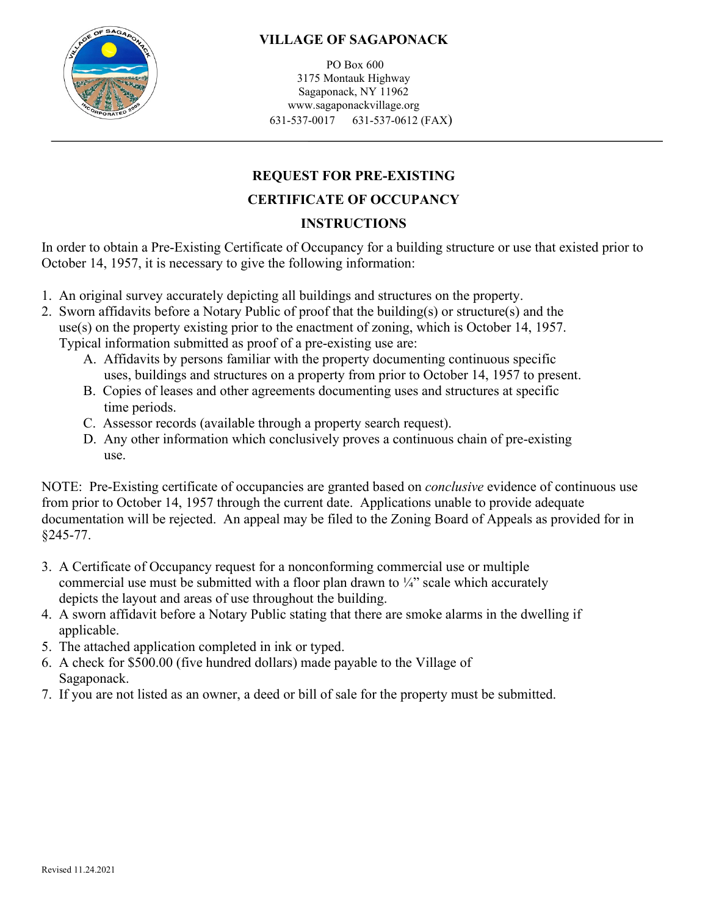# VILLAGE OF SAGAPONACK

PO Box 600
3175 Montauk Highway
Sagaponack, NY 11962
www.sagaponackvillage.org
631-537-0017    631-537-0612 (FAX)

## REQUEST FOR PRE-EXISTING
## CERTIFICATE OF OCCUPANCY
## INSTRUCTIONS

In order to obtain a Pre-Existing Certificate of Occupancy for a building structure or use that existed prior to October 14, 1957, it is necessary to give the following information:

1. An original survey accurately depicting all buildings and structures on the property.
2. Sworn affidavits before a Notary Public of proof that the building(s) or structure(s) and the use(s) on the property existing prior to the enactment of zoning, which is October 14, 1957. Typical information submitted as proof of a pre-existing use are:
   A. Affidavits by persons familiar with the property documenting continuous specific uses, buildings and structures on a property from prior to October 14, 1957 to present.
   B. Copies of leases and other agreements documenting uses and structures at specific time periods.
   C. Assessor records (available through a property search request).
   D. Any other information which conclusively proves a continuous chain of pre-existing use.

NOTE: Pre-Existing certificate of occupancies are granted based on *conclusive* evidence of continuous use from prior to October 14, 1957 through the current date. Applications unable to provide adequate documentation will be rejected. An appeal may be filed to the Zoning Board of Appeals as provided for in §245-77.

3. A Certificate of Occupancy request for a nonconforming commercial use or multiple commercial use must be submitted with a floor plan drawn to ¼" scale which accurately depicts the layout and areas of use throughout the building.
4. A sworn affidavit before a Notary Public stating that there are smoke alarms in the dwelling if applicable.
5. The attached application completed in ink or typed.
6. A check for $500.00 (five hundred dollars) made payable to the Village of Sagaponack.
7. If you are not listed as an owner, a deed or bill of sale for the property must be submitted.

Revised 11.24.2021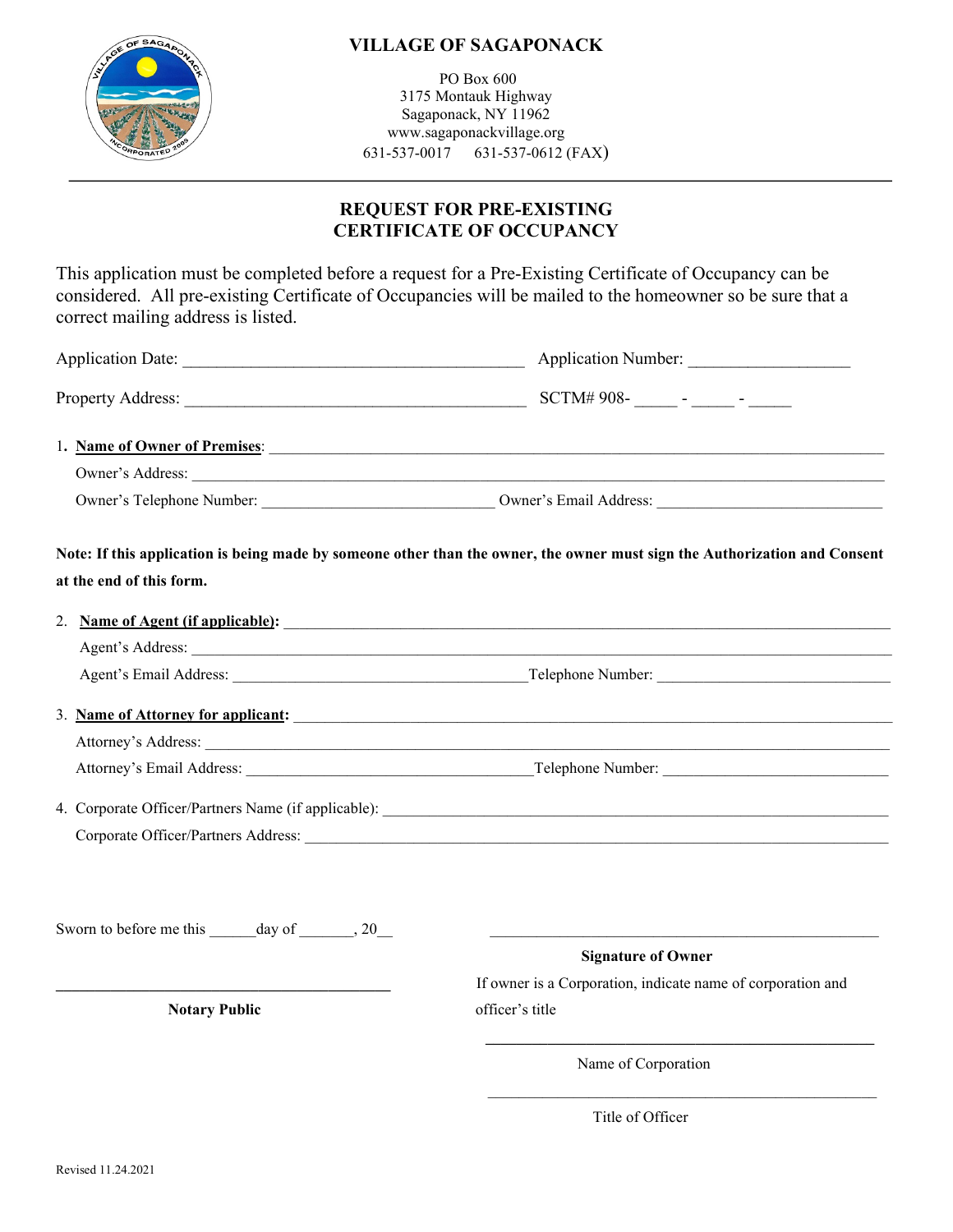# VILLAGE OF SAGAPONACK

PO Box 600
3175 Montauk Highway
Sagaponack, NY 11962
www.sagaponackvillage.org
631-537-0017      631-537-0612 (FAX)

## REQUEST FOR PRE-EXISTING CERTIFICATE OF OCCUPANCY

This application must be completed before a request for a Pre-Existing Certificate of Occupancy can be considered. All pre-existing Certificate of Occupancies will be mailed to the homeowner so be sure that a correct mailing address is listed.

Application Date: ________________________________________ Application Number: ___________________

Property Address: ________________________________________ SCTM# 908- _____ - _____ - _____

1. **Name of Owner of Premises**: ______________________________________________________________

   Owner's Address: ______________________________________________________________

   Owner's Telephone Number: _____________________________ Owner's Email Address: ____________________________

**Note: If this application is being made by someone other than the owner, the owner must sign the Authorization and Consent at the end of this form.**

2. **Name of Agent (if applicable):** ______________________________________________________________

   Agent's Address: ______________________________________________________________

   Agent's Email Address: _____________________________________ Telephone Number: ______________________________

3. **Name of Attorney for applicant:** ______________________________________________________________

   Attorney's Address: ______________________________________________________________

   Attorney's Email Address: ____________________________________ Telephone Number: ____________________________

4. Corporate Officer/Partners Name (if applicable): ______________________________________________________________

   Corporate Officer/Partners Address: ______________________________________________________________

Sworn to before me this ______day of _______, 20__

__________________________________________
**Notary Public**

__________________________________________________
**Signature of Owner**

If owner is a Corporation, indicate name of corporation and officer's title

__________________________________________________
Name of Corporation

__________________________________________________
Title of Officer

Revised 11.24.2021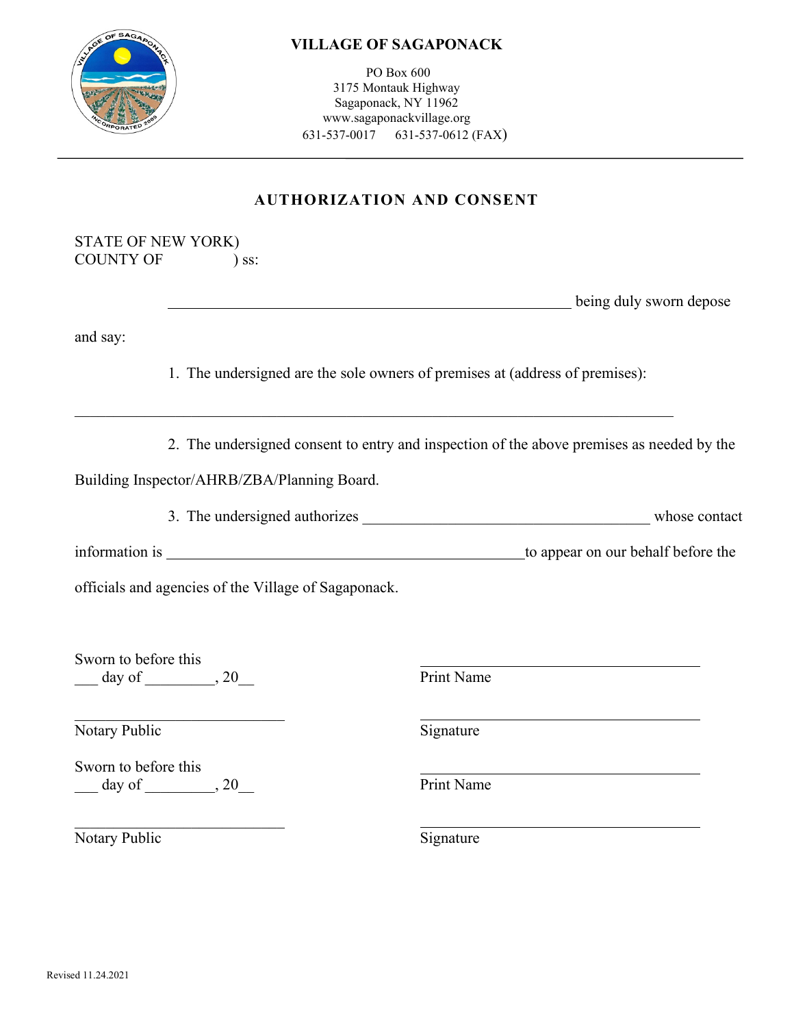**VILLAGE OF SAGAPONACK**

PO Box 600
3175 Montauk Highway
Sagaponack, NY 11962
www.sagaponackvillage.org
631-537-0017 631-537-0612 (FAX)

---

## AUTHORIZATION AND CONSENT

STATE OF NEW YORK)
COUNTY OF ) ss:

_____________________________________________________ being duly sworn depose and say:

1. The undersigned are the sole owners of premises at (address of premises):

_______________________________________________________________________________

2. The undersigned consent to entry and inspection of the above premises as needed by the Building Inspector/AHRB/ZBA/Planning Board.

3. The undersigned authorizes ______________________________________ whose contact information is _______________________________________________ to appear on our behalf before the officials and agencies of the Village of Sagaponack.

Sworn to before this
___ day of _________, 20__

____________________________
Notary Public

_____________________________________
Print Name

_____________________________________
Signature

Sworn to before this
___ day of _________, 20__

____________________________
Notary Public

_____________________________________
Print Name

_____________________________________
Signature

Revised 11.24.2021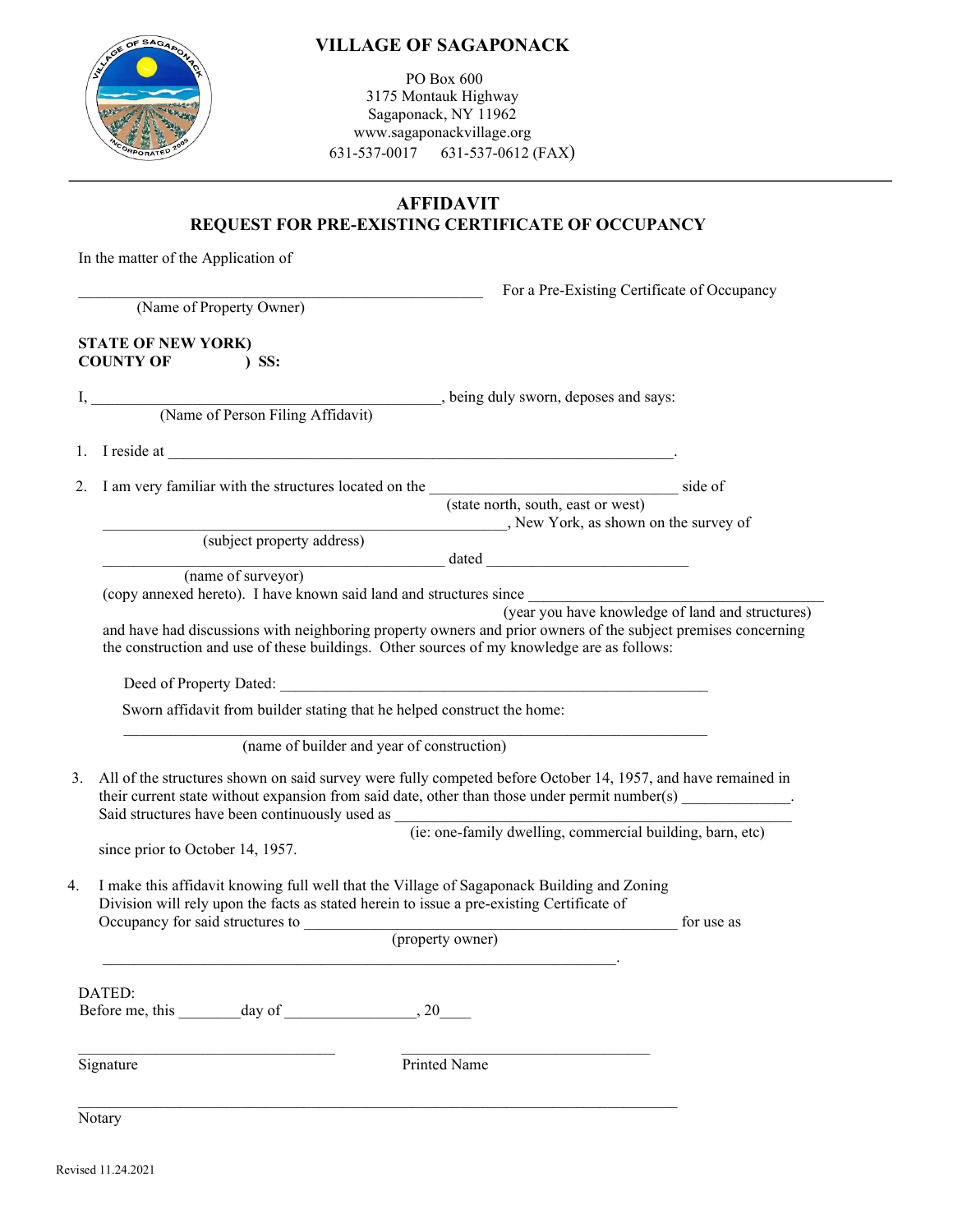# VILLAGE OF SAGAPONACK

PO Box 600
3175 Montauk Highway
Sagaponack, NY 11962
www.sagaponackvillage.org
631-537-0017 631-537-0612 (FAX)

---

## AFFIDAVIT
## REQUEST FOR PRE-EXISTING CERTIFICATE OF OCCUPANCY

In the matter of the Application of

__________________________________________________ For a Pre-Existing Certificate of Occupancy
(Name of Property Owner)

**STATE OF NEW YORK)**
**COUNTY OF ) SS:**

I, ___________________________________________, being duly sworn, deposes and says:
(Name of Person Filing Affidavit)

1. I reside at ________________________________________________________________.

2. I am very familiar with the structures located on the _______________________________ side of
(state north, south, east or west)
__________________________________________________, New York, as shown on the survey of
(subject property address)
___________________________________________ dated _________________________
(name of surveyor)
(copy annexed hereto). I have known said land and structures since _____________________________________
(year you have knowledge of land and structures)
and have had discussions with neighboring property owners and prior owners of the subject premises concerning the construction and use of these buildings. Other sources of my knowledge are as follows:

   Deed of Property Dated: _____________________________________________________

   Sworn affidavit from builder stating that he helped construct the home:

   _________________________________________________________________________
   (name of builder and year of construction)

3. All of the structures shown on said survey were fully competed before October 14, 1957, and have remained in their current state without expansion from said date, other than those under permit number(s) _____________. Said structures have been continuously used as ________________________________________________
(ie: one-family dwelling, commercial building, barn, etc)
since prior to October 14, 1957.

4. I make this affidavit knowing full well that the Village of Sagaponack Building and Zoning Division will rely upon the facts as stated herein to issue a pre-existing Certificate of Occupancy for said structures to _______________________________________________ for use as
(property owner)
________________________________________________________________.

DATED:
Before me, this ________day of ________________, 20____

_________________________________ _________________________________
Signature Printed Name

_____________________________________________________________________________
Notary

Revised 11.24.2021